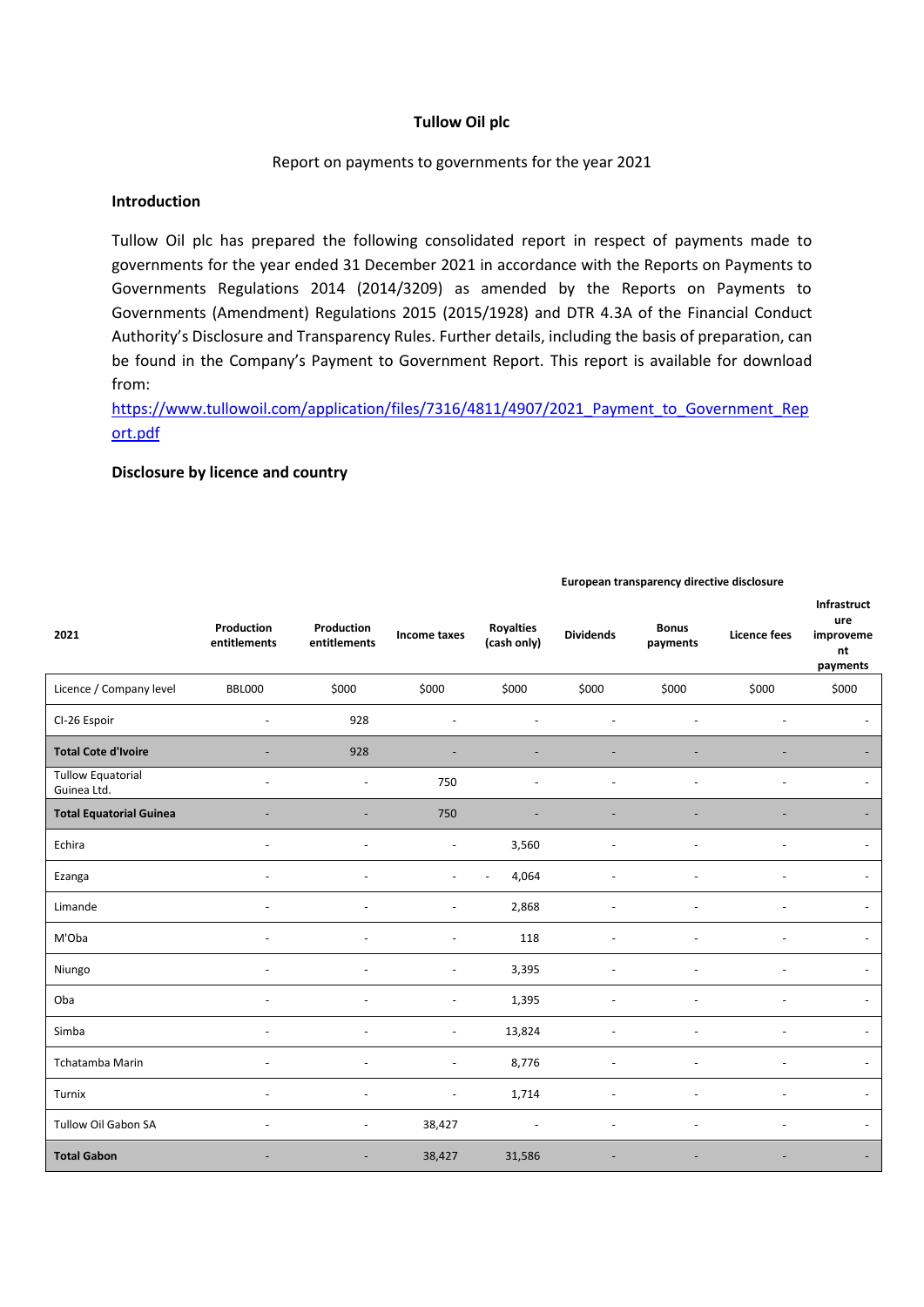**Tullow Oil plc**

Report on payments to governments for the year 2021

**Introduction**

Tullow Oil plc has prepared the following consolidated report in respect of payments made to governments for the year ended 31 December 2021 in accordance with the Reports on Payments to Governments Regulations 2014 (2014/3209) as amended by the Reports on Payments to Governments (Amendment) Regulations 2015 (2015/1928) and DTR 4.3A of the Financial Conduct Authority's Disclosure and Transparency Rules. Further details, including the basis of preparation, can be found in the Company's Payment to Government Report. This report is available for download from:

https://www.tullowoil.com/application/files/7316/4811/4907/2021_Payment_to_Government_Report.pdf

**Disclosure by licence and country**

| | | | | | European transparency directive disclosure | | | |
|---|---|---|---|---|---|---|---|---|
| **2021** | **Production entitlements** | **Production entitlements** | **Income taxes** | **Royalties (cash only)** | **Dividends** | **Bonus payments** | **Licence fees** | **Infrastructure improvement payments** |
| Licence / Company level | BBL000 | $000 | $000 | $000 | $000 | $000 | $000 | $000 |
| CI-26 Espoir | - | 928 | - | - | - | - | - | - |
| **Total Cote d'Ivoire** | - | 928 | - | - | - | - | - | - |
| Tullow Equatorial Guinea Ltd. | - | - | 750 | - | - | - | - | - |
| **Total Equatorial Guinea** | - | - | 750 | - | - | - | - | - |
| Echira | - | - | - | 3,560 | - | - | - | - |
| Ezanga | - | - | - | - 4,064 | - | - | - | - |
| Limande | - | - | - | 2,868 | - | - | - | - |
| M'Oba | - | - | - | 118 | - | - | - | - |
| Niungo | - | - | - | 3,395 | - | - | - | - |
| Oba | - | - | - | 1,395 | - | - | - | - |
| Simba | - | - | - | 13,824 | - | - | - | - |
| Tchatamba Marin | - | - | - | 8,776 | - | - | - | - |
| Turnix | - | - | - | 1,714 | - | - | - | - |
| Tullow Oil Gabon SA | - | - | 38,427 | - | - | - | - | - |
| **Total Gabon** | - | - | 38,427 | 31,586 | - | - | - | - |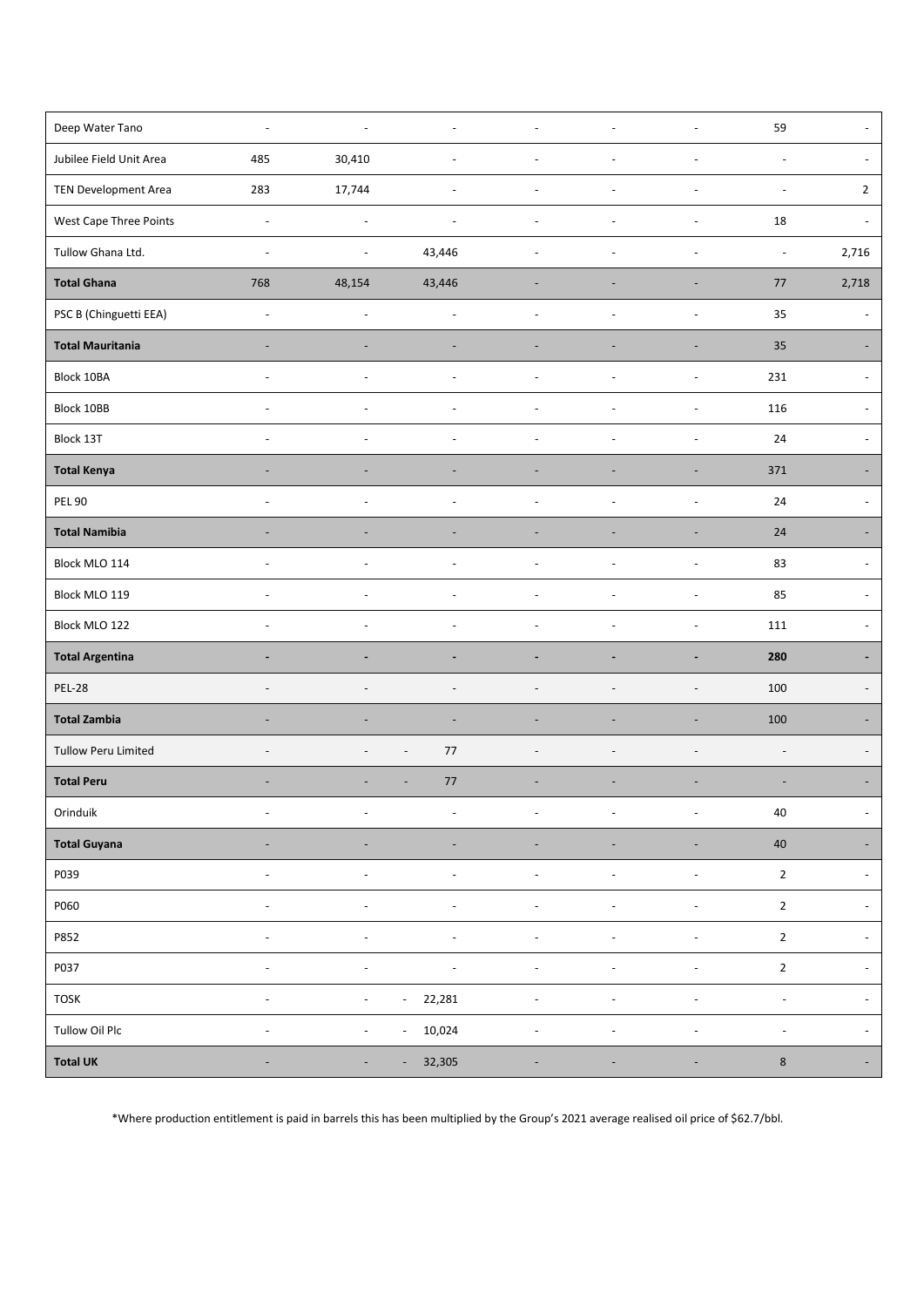| | | | | | | | | |
|---|---|---|---|---|---|---|---|---|
| Deep Water Tano | - | - | - | - | - | - | 59 | - |
| Jubilee Field Unit Area | 485 | 30,410 | - | - | - | - | - | - |
| TEN Development Area | 283 | 17,744 | - | - | - | - | - | 2 |
| West Cape Three Points | - | - | - | - | - | - | 18 | - |
| Tullow Ghana Ltd. | - | - | 43,446 | - | - | - | - | 2,716 |
| **Total Ghana** | 768 | 48,154 | 43,446 | - | - | - | 77 | 2,718 |
| PSC B (Chinguetti EEA) | - | - | - | - | - | - | 35 | - |
| **Total Mauritania** | - | - | - | - | - | - | 35 | - |
| Block 10BA | - | - | - | - | - | - | 231 | - |
| Block 10BB | - | - | - | - | - | - | 116 | - |
| Block 13T | - | - | - | - | - | - | 24 | - |
| **Total Kenya** | - | - | - | - | - | - | 371 | - |
| PEL 90 | - | - | - | - | - | - | 24 | - |
| **Total Namibia** | - | - | - | - | - | - | 24 | - |
| Block MLO 114 | - | - | - | - | - | - | 83 | - |
| Block MLO 119 | - | - | - | - | - | - | 85 | - |
| Block MLO 122 | - | - | - | - | - | - | 111 | - |
| **Total Argentina** | **-** | **-** | **-** | **-** | **-** | **-** | **280** | **-** |
| PEL-28 | - | - | - | - | - | - | 100 | - |
| **Total Zambia** | - | - | - | - | - | - | 100 | - |
| Tullow Peru Limited | - | - | - 77 | - | - | - | - | - |
| **Total Peru** | - | - | - 77 | - | - | - | - | - |
| Orinduik | - | - | - | - | - | - | 40 | - |
| **Total Guyana** | - | - | - | - | - | - | 40 | - |
| P039 | - | - | - | - | - | - | 2 | - |
| P060 | - | - | - | - | - | - | 2 | - |
| P852 | - | - | - | - | - | - | 2 | - |
| P037 | - | - | - | - | - | - | 2 | - |
| TOSK | - | - | - 22,281 | - | - | - | - | - |
| Tullow Oil Plc | - | - | - 10,024 | - | - | - | - | - |
| **Total UK** | - | - | - 32,305 | - | - | - | 8 | - |

*Where production entitlement is paid in barrels this has been multiplied by the Group's 2021 average realised oil price of $62.7/bbl.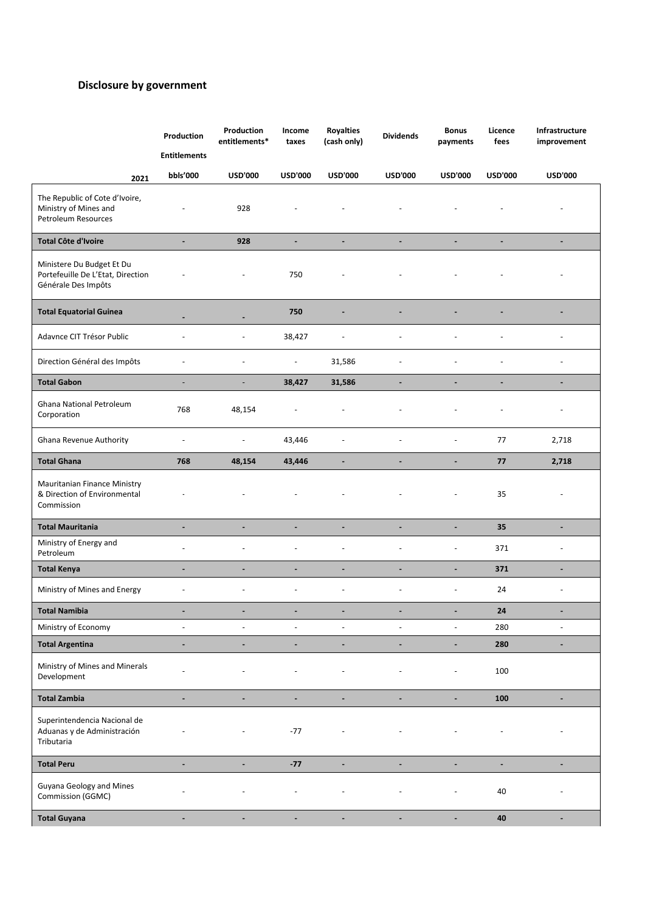## Disclosure by government

| 2021 | Production Entitlements | Production entitlements* | Income taxes | Royalties (cash only) | Dividends | Bonus payments | Licence fees | Infrastructure improvement |
|---|---|---|---|---|---|---|---|---|
| | bbls'000 | USD'000 | USD'000 | USD'000 | USD'000 | USD'000 | USD'000 | USD'000 |
| The Republic of Cote d'Ivoire, Ministry of Mines and Petroleum Resources | - | 928 | - | - | - | - | - | - |
| **Total Côte d'Ivoire** | **-** | **928** | **-** | **-** | **-** | **-** | **-** | **-** |
| Ministere Du Budget Et Du Portefeuille De L'Etat, Direction Générale Des Impôts | - | - | 750 | - | - | - | - | - |
| **Total Equatorial Guinea** | **-** | **-** | **750** | **-** | **-** | **-** | **-** | **-** |
| Adavnce CIT Trésor Public | - | - | 38,427 | - | - | - | - | - |
| Direction Général des Impôts | - | - | - | 31,586 | - | - | - | - |
| **Total Gabon** | **-** | **-** | **38,427** | **31,586** | **-** | **-** | **-** | **-** |
| Ghana National Petroleum Corporation | 768 | 48,154 | - | - | - | - | - | - |
| Ghana Revenue Authority | - | - | 43,446 | - | - | - | 77 | 2,718 |
| **Total Ghana** | **768** | **48,154** | **43,446** | **-** | **-** | **-** | **77** | **2,718** |
| Mauritanian Finance Ministry & Direction of Environmental Commission | - | - | - | - | - | - | 35 | - |
| **Total Mauritania** | **-** | **-** | **-** | **-** | **-** | **-** | **35** | **-** |
| Ministry of Energy and Petroleum | - | - | - | - | - | - | 371 | - |
| **Total Kenya** | **-** | **-** | **-** | **-** | **-** | **-** | **371** | **-** |
| Ministry of Mines and Energy | - | - | - | - | - | - | 24 | - |
| **Total Namibia** | **-** | **-** | **-** | **-** | **-** | **-** | **24** | **-** |
| Ministry of Economy | - | - | - | - | - | - | 280 | - |
| **Total Argentina** | **-** | **-** | **-** | **-** | **-** | **-** | **280** | **-** |
| Ministry of Mines and Minerals Development | - | - | - | - | - | - | 100 | |
| **Total Zambia** | **-** | **-** | **-** | **-** | **-** | **-** | **100** | **-** |
| Superintendencia Nacional de Aduanas y de Administración Tributaria | - | - | -77 | - | - | - | - | - |
| **Total Peru** | **-** | **-** | **-77** | **-** | **-** | **-** | **-** | **-** |
| Guyana Geology and Mines Commission (GGMC) | - | - | - | - | - | - | 40 | - |
| **Total Guyana** | **-** | **-** | **-** | **-** | **-** | **-** | **40** | **-** |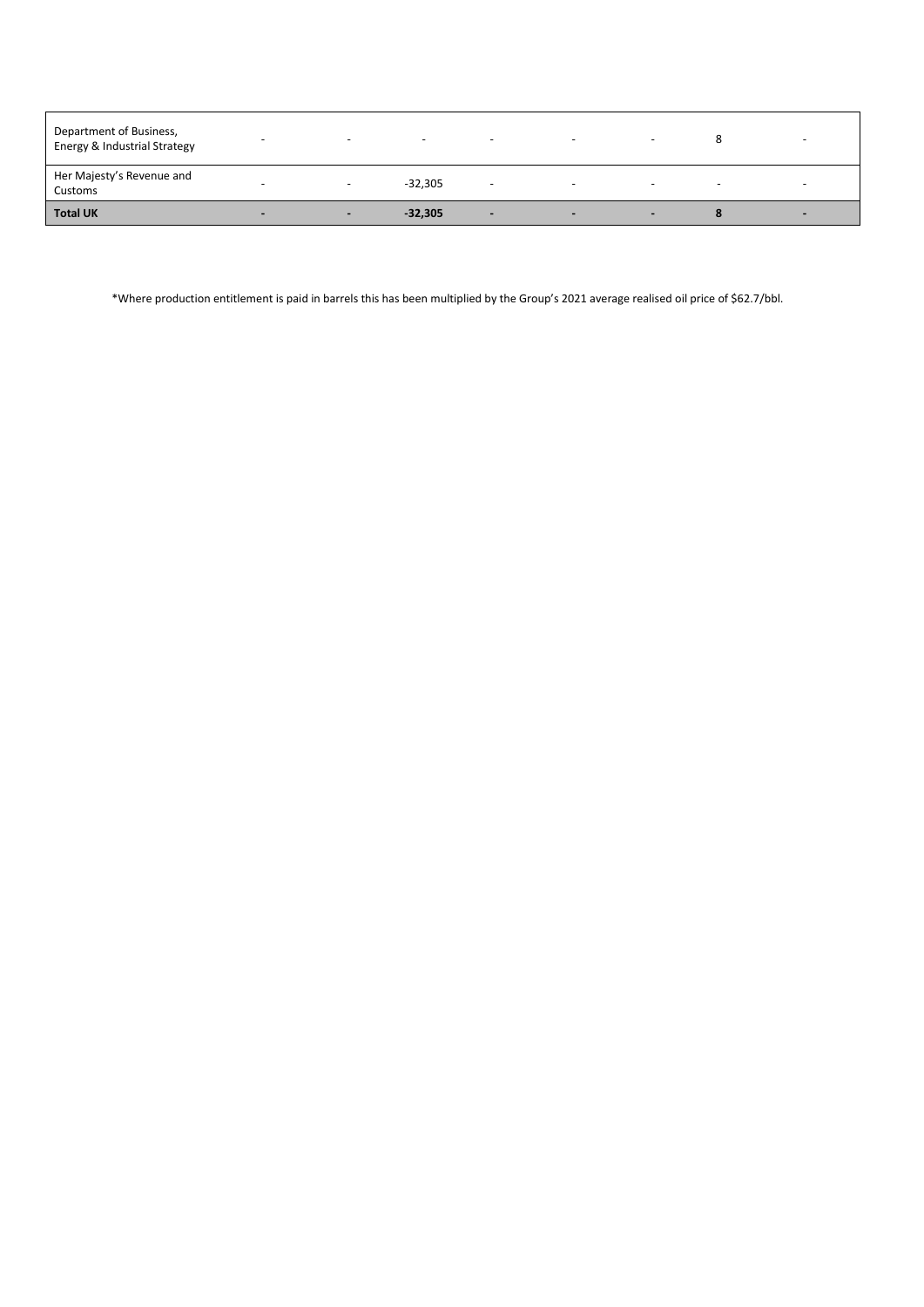| | | | | | | | | |
|---|---|---|---|---|---|---|---|---|
| Department of Business, Energy & Industrial Strategy | - | - | - | - | - | - | 8 | - |
| Her Majesty's Revenue and Customs | - | - | -32,305 | - | - | - | - | - |
| **Total UK** | **-** | **-** | **-32,305** | **-** | **-** | **-** | **8** | **-** |

*Where production entitlement is paid in barrels this has been multiplied by the Group's 2021 average realised oil price of $62.7/bbl.